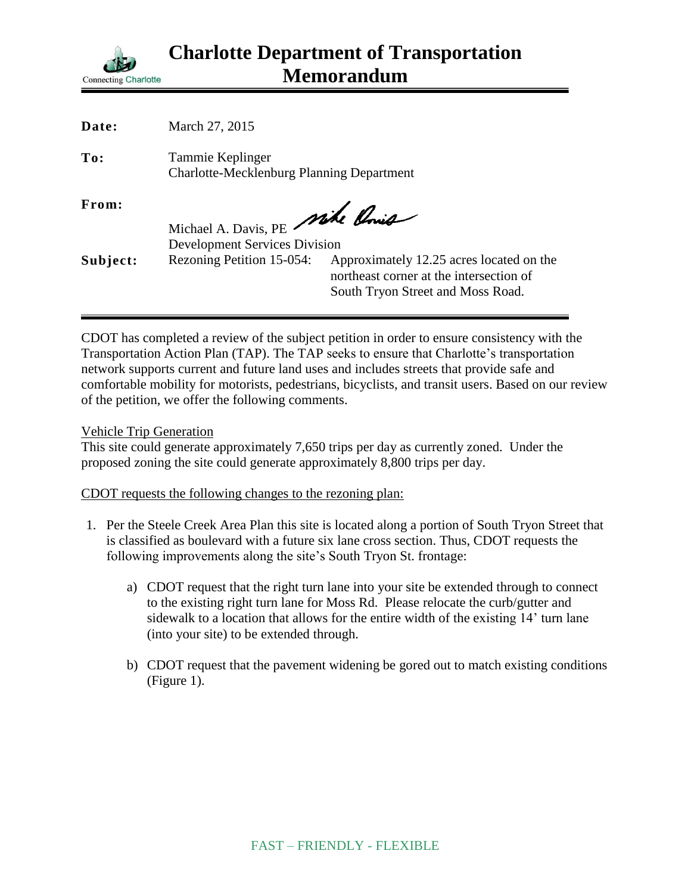# Charlotte Department of Transportation Memorandum

Connecting Charlotte

| | |
|---|---|
| **Date:** | March 27, 2015 |
| **To:** | Tammie Keplinger<br>Charlotte-Mecklenburg Planning Department |
| **From:** | Michael A. Davis, PE<br>Development Services Division |
| **Subject:** | Rezoning Petition 15-054: Approximately 12.25 acres located on the northeast corner at the intersection of South Tryon Street and Moss Road. |

CDOT has completed a review of the subject petition in order to ensure consistency with the Transportation Action Plan (TAP). The TAP seeks to ensure that Charlotte's transportation network supports current and future land uses and includes streets that provide safe and comfortable mobility for motorists, pedestrians, bicyclists, and transit users. Based on our review of the petition, we offer the following comments.

Vehicle Trip Generation

This site could generate approximately 7,650 trips per day as currently zoned. Under the proposed zoning the site could generate approximately 8,800 trips per day.

CDOT requests the following changes to the rezoning plan:

1. Per the Steele Creek Area Plan this site is located along a portion of South Tryon Street that is classified as boulevard with a future six lane cross section. Thus, CDOT requests the following improvements along the site's South Tryon St. frontage:

   a) CDOT request that the right turn lane into your site be extended through to connect to the existing right turn lane for Moss Rd. Please relocate the curb/gutter and sidewalk to a location that allows for the entire width of the existing 14' turn lane (into your site) to be extended through.

   b) CDOT request that the pavement widening be gored out to match existing conditions (Figure 1).

FAST – FRIENDLY - FLEXIBLE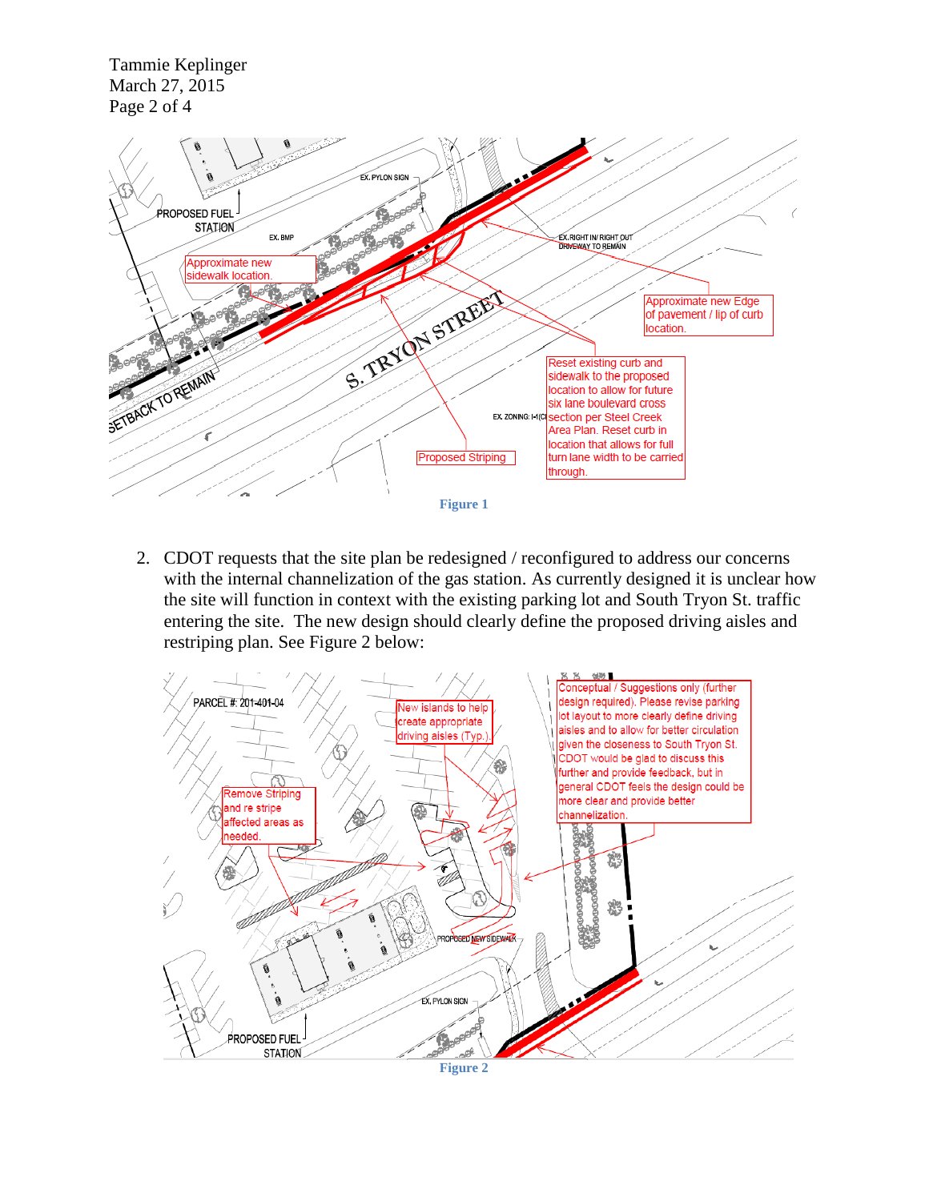Figure 1

2. CDOT requests that the site plan be redesigned / reconfigured to address our concerns with the internal channelization of the gas station. As currently designed it is unclear how the site will function in context with the existing parking lot and South Tryon St. traffic entering the site. The new design should clearly define the proposed driving aisles and restriping plan. See Figure 2 below:

Figure 2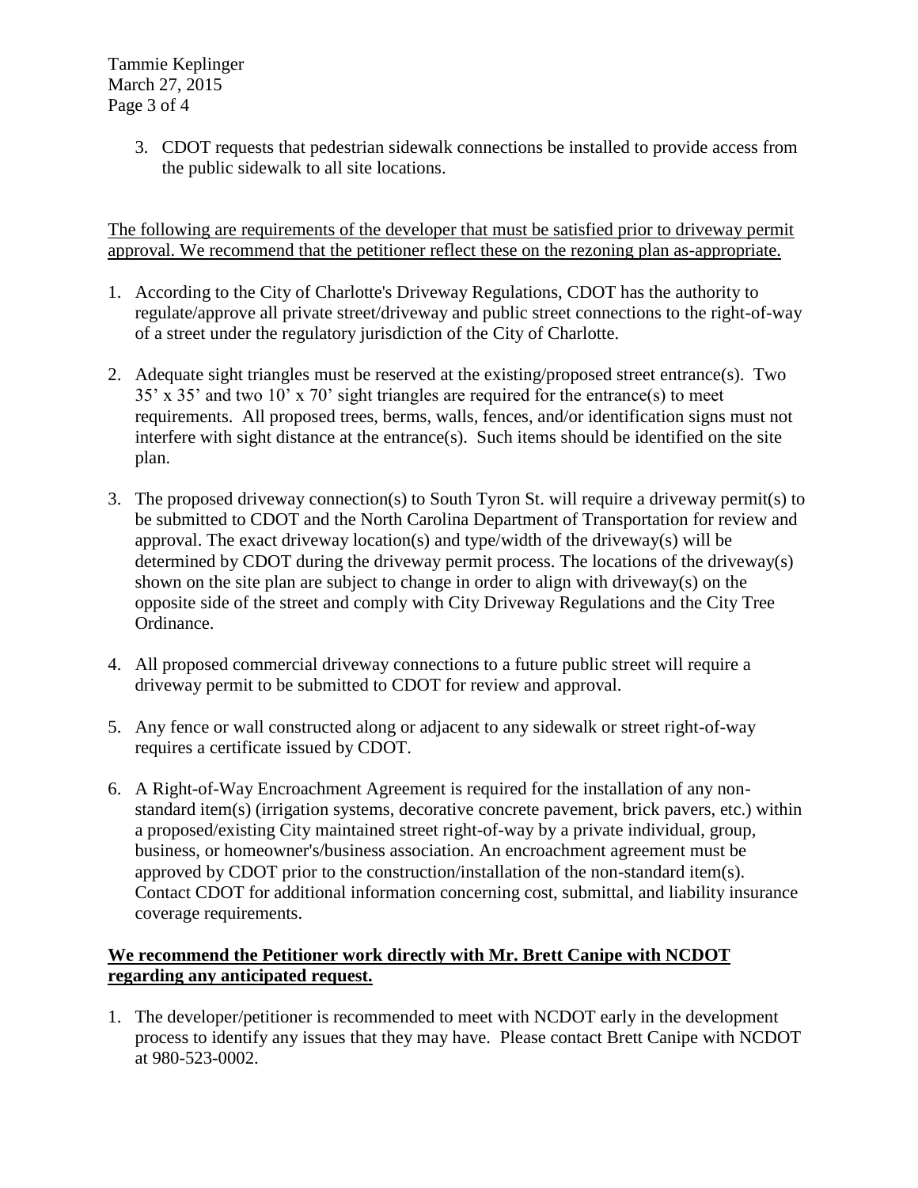3. CDOT requests that pedestrian sidewalk connections be installed to provide access from the public sidewalk to all site locations.

<u>The following are requirements of the developer that must be satisfied prior to driveway permit approval. We recommend that the petitioner reflect these on the rezoning plan as-appropriate.</u>

1. According to the City of Charlotte's Driveway Regulations, CDOT has the authority to regulate/approve all private street/driveway and public street connections to the right-of-way of a street under the regulatory jurisdiction of the City of Charlotte.

2. Adequate sight triangles must be reserved at the existing/proposed street entrance(s). Two 35' x 35' and two 10' x 70' sight triangles are required for the entrance(s) to meet requirements. All proposed trees, berms, walls, fences, and/or identification signs must not interfere with sight distance at the entrance(s). Such items should be identified on the site plan.

3. The proposed driveway connection(s) to South Tyron St. will require a driveway permit(s) to be submitted to CDOT and the North Carolina Department of Transportation for review and approval. The exact driveway location(s) and type/width of the driveway(s) will be determined by CDOT during the driveway permit process. The locations of the driveway(s) shown on the site plan are subject to change in order to align with driveway(s) on the opposite side of the street and comply with City Driveway Regulations and the City Tree Ordinance.

4. All proposed commercial driveway connections to a future public street will require a driveway permit to be submitted to CDOT for review and approval.

5. Any fence or wall constructed along or adjacent to any sidewalk or street right-of-way requires a certificate issued by CDOT.

6. A Right-of-Way Encroachment Agreement is required for the installation of any non-standard item(s) (irrigation systems, decorative concrete pavement, brick pavers, etc.) within a proposed/existing City maintained street right-of-way by a private individual, group, business, or homeowner's/business association. An encroachment agreement must be approved by CDOT prior to the construction/installation of the non-standard item(s). Contact CDOT for additional information concerning cost, submittal, and liability insurance coverage requirements.

**<u>We recommend the Petitioner work directly with Mr. Brett Canipe with NCDOT regarding any anticipated request.</u>**

1. The developer/petitioner is recommended to meet with NCDOT early in the development process to identify any issues that they may have. Please contact Brett Canipe with NCDOT at 980-523-0002.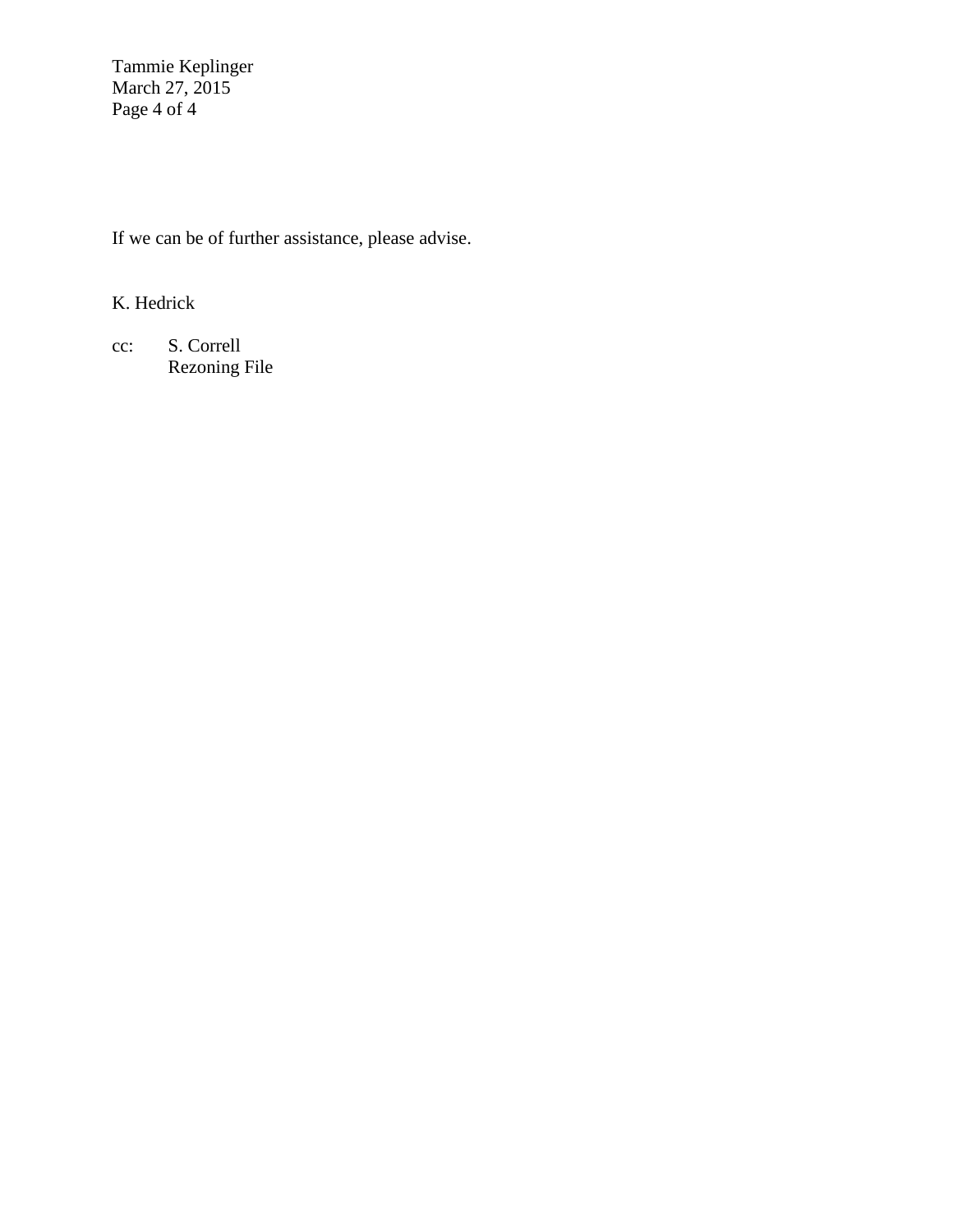If we can be of further assistance, please advise.

K. Hedrick

cc: S. Correll
Rezoning File